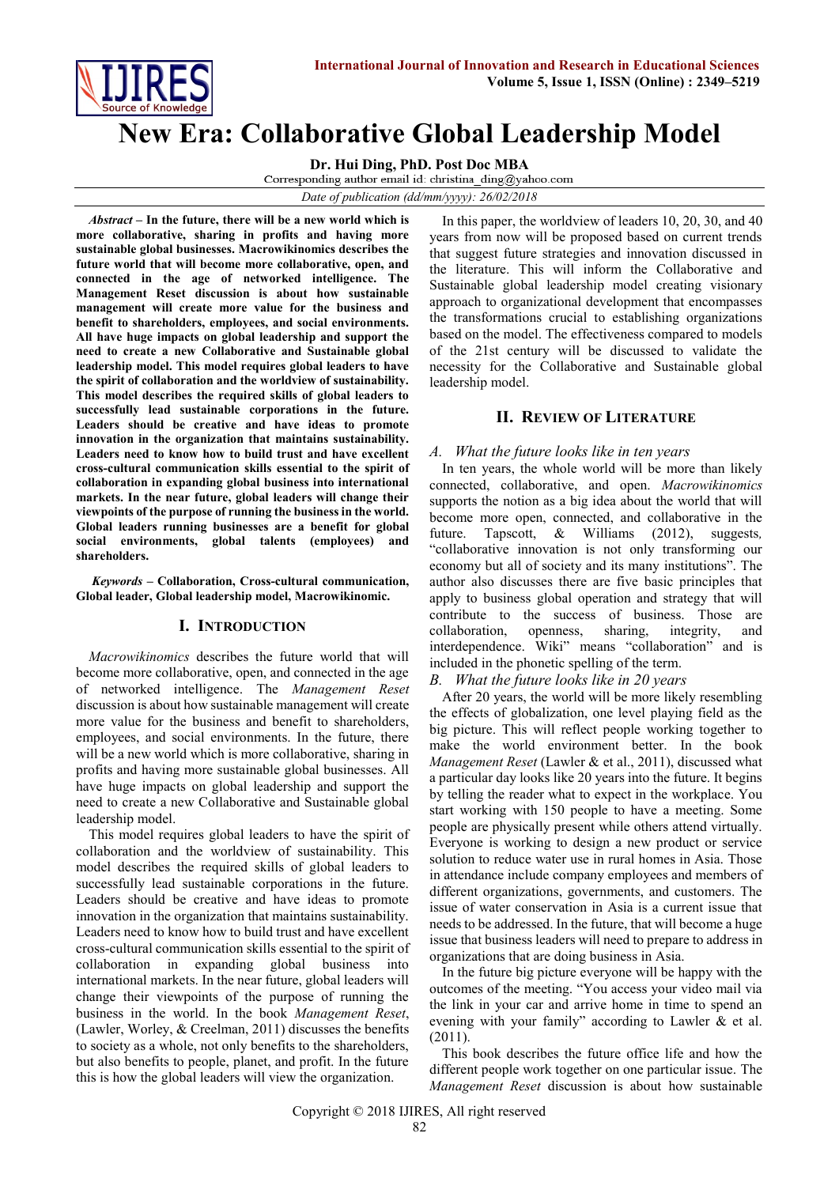# New Era: Collaborative Global Leadership Model

**Dr. Hui Ding, PhD. Post Doc MBA**

Corresponding author email id: christina_ding@yahoo.com

*Date of publication (dd/mm/yyyy): 26/02/2018*

***Abstract*** **– In the future, there will be a new world which is more collaborative, sharing in profits and having more sustainable global businesses. Macrowikinomics describes the future world that will become more collaborative, open, and connected in the age of networked intelligence. The Management Reset discussion is about how sustainable management will create more value for the business and benefit to shareholders, employees, and social environments. All have huge impacts on global leadership and support the need to create a new Collaborative and Sustainable global leadership model. This model requires global leaders to have the spirit of collaboration and the worldview of sustainability. This model describes the required skills of global leaders to successfully lead sustainable corporations in the future. Leaders should be creative and have ideas to promote innovation in the organization that maintains sustainability. Leaders need to know how to build trust and have excellent cross-cultural communication skills essential to the spirit of collaboration in expanding global business into international markets. In the near future, global leaders will change their viewpoints of the purpose of running the business in the world. Global leaders running businesses are a benefit for global social environments, global talents (employees) and shareholders.**

***Keywords*** **– Collaboration, Cross-cultural communication, Global leader, Global leadership model, Macrowikinomic.**

## I. Introduction

*Macrowikinomics* describes the future world that will become more collaborative, open, and connected in the age of networked intelligence. The *Management Reset* discussion is about how sustainable management will create more value for the business and benefit to shareholders, employees, and social environments. In the future, there will be a new world which is more collaborative, sharing in profits and having more sustainable global businesses. All have huge impacts on global leadership and support the need to create a new Collaborative and Sustainable global leadership model.

This model requires global leaders to have the spirit of collaboration and the worldview of sustainability. This model describes the required skills of global leaders to successfully lead sustainable corporations in the future. Leaders should be creative and have ideas to promote innovation in the organization that maintains sustainability. Leaders need to know how to build trust and have excellent cross-cultural communication skills essential to the spirit of collaboration in expanding global business into international markets. In the near future, global leaders will change their viewpoints of the purpose of running the business in the world. In the book *Management Reset*, (Lawler, Worley, & Creelman, 2011) discusses the benefits to society as a whole, not only benefits to the shareholders, but also benefits to people, planet, and profit. In the future this is how the global leaders will view the organization.

In this paper, the worldview of leaders 10, 20, 30, and 40 years from now will be proposed based on current trends that suggest future strategies and innovation discussed in the literature. This will inform the Collaborative and Sustainable global leadership model creating visionary approach to organizational development that encompasses the transformations crucial to establishing organizations based on the model. The effectiveness compared to models of the 21st century will be discussed to validate the necessity for the Collaborative and Sustainable global leadership model.

## II. Review of Literature

### *A. What the future looks like in ten years*

In ten years, the whole world will be more than likely connected, collaborative, and open. *Macrowikinomics* supports the notion as a big idea about the world that will become more open, connected, and collaborative in the future. Tapscott, & Williams (2012), suggests*,* "collaborative innovation is not only transforming our economy but all of society and its many institutions". The author also discusses there are five basic principles that apply to business global operation and strategy that will contribute to the success of business. Those are collaboration, openness, sharing, integrity, and interdependence. Wiki" means "collaboration" and is included in the phonetic spelling of the term.

### *B. What the future looks like in 20 years*

After 20 years, the world will be more likely resembling the effects of globalization, one level playing field as the big picture. This will reflect people working together to make the world environment better. In the book *Management Reset* (Lawler & et al., 2011), discussed what a particular day looks like 20 years into the future. It begins by telling the reader what to expect in the workplace. You start working with 150 people to have a meeting. Some people are physically present while others attend virtually. Everyone is working to design a new product or service solution to reduce water use in rural homes in Asia. Those in attendance include company employees and members of different organizations, governments, and customers. The issue of water conservation in Asia is a current issue that needs to be addressed. In the future, that will become a huge issue that business leaders will need to prepare to address in organizations that are doing business in Asia.

In the future big picture everyone will be happy with the outcomes of the meeting. "You access your video mail via the link in your car and arrive home in time to spend an evening with your family" according to Lawler & et al. (2011).

This book describes the future office life and how the different people work together on one particular issue. The *Management Reset* discussion is about how sustainable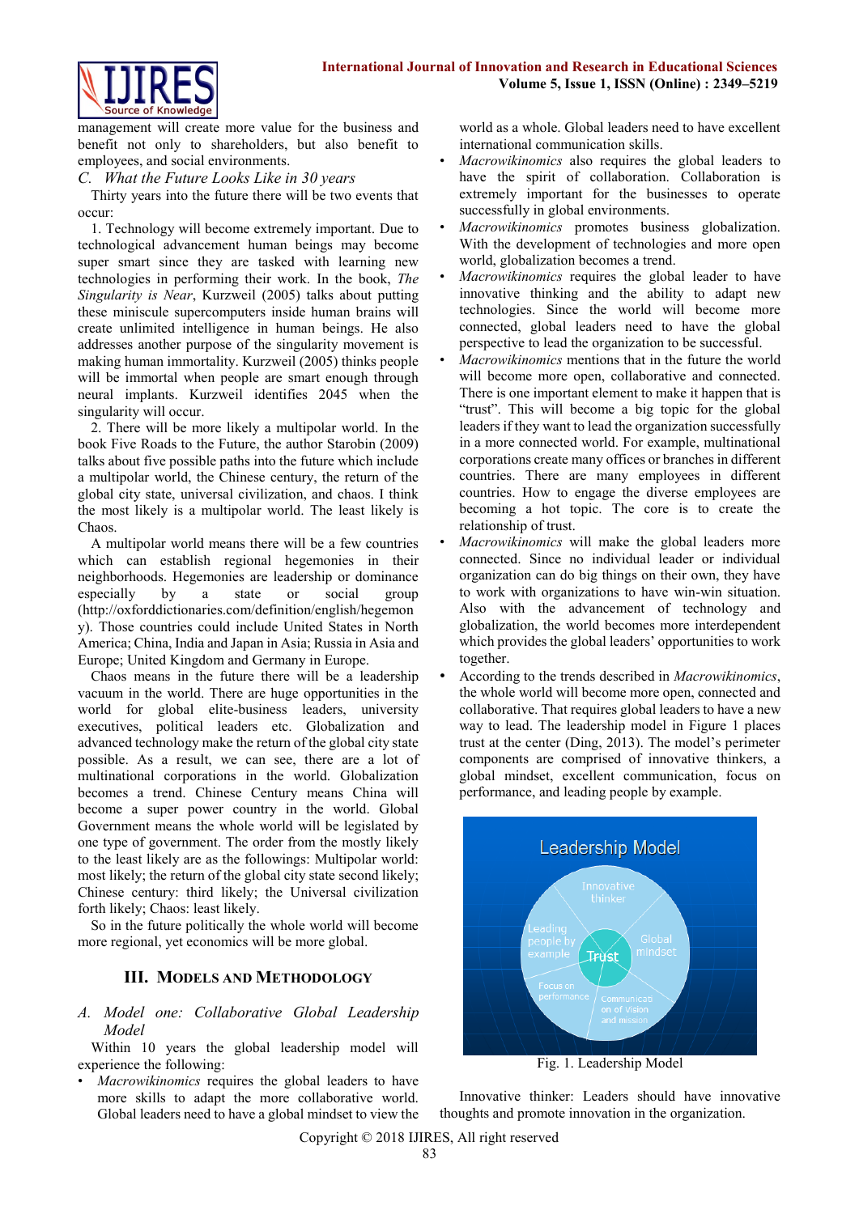management will create more value for the business and benefit not only to shareholders, but also benefit to employees, and social environments.

*C. What the Future Looks Like in 30 years*

Thirty years into the future there will be two events that occur:

1. Technology will become extremely important. Due to technological advancement human beings may become super smart since they are tasked with learning new technologies in performing their work. In the book, *The Singularity is Near*, Kurzweil (2005) talks about putting these miniscule supercomputers inside human brains will create unlimited intelligence in human beings. He also addresses another purpose of the singularity movement is making human immortality. Kurzweil (2005) thinks people will be immortal when people are smart enough through neural implants. Kurzweil identifies 2045 when the singularity will occur.

2. There will be more likely a multipolar world. In the book Five Roads to the Future, the author Starobin (2009) talks about five possible paths into the future which include a multipolar world, the Chinese century, the return of the global city state, universal civilization, and chaos. I think the most likely is a multipolar world. The least likely is Chaos.

A multipolar world means there will be a few countries which can establish regional hegemonies in their neighborhoods. Hegemonies are leadership or dominance especially by a state or social group (http://oxforddictionaries.com/definition/english/hegemony). Those countries could include United States in North America; China, India and Japan in Asia; Russia in Asia and Europe; United Kingdom and Germany in Europe.

Chaos means in the future there will be a leadership vacuum in the world. There are huge opportunities in the world for global elite-business leaders, university executives, political leaders etc. Globalization and advanced technology make the return of the global city state possible. As a result, we can see, there are a lot of multinational corporations in the world. Globalization becomes a trend. Chinese Century means China will become a super power country in the world. Global Government means the whole world will be legislated by one type of government. The order from the mostly likely to the least likely are as the followings: Multipolar world: most likely; the return of the global city state second likely; Chinese century: third likely; the Universal civilization forth likely; Chaos: least likely.

So in the future politically the whole world will become more regional, yet economics will be more global.

## III. Models and Methodology

*A. Model one: Collaborative Global Leadership Model*

Within 10 years the global leadership model will experience the following:

- *Macrowikinomics* requires the global leaders to have more skills to adapt the more collaborative world. Global leaders need to have a global mindset to view the world as a whole. Global leaders need to have excellent international communication skills.
- *Macrowikinomics* also requires the global leaders to have the spirit of collaboration. Collaboration is extremely important for the businesses to operate successfully in global environments.
- *Macrowikinomics* promotes business globalization. With the development of technologies and more open world, globalization becomes a trend.
- *Macrowikinomics* requires the global leader to have innovative thinking and the ability to adapt new technologies. Since the world will become more connected, global leaders need to have the global perspective to lead the organization to be successful.
- *Macrowikinomics* mentions that in the future the world will become more open, collaborative and connected. There is one important element to make it happen that is "trust". This will become a big topic for the global leaders if they want to lead the organization successfully in a more connected world. For example, multinational corporations create many offices or branches in different countries. There are many employees in different countries. How to engage the diverse employees are becoming a hot topic. The core is to create the relationship of trust.
- *Macrowikinomics* will make the global leaders more connected. Since no individual leader or individual organization can do big things on their own, they have to work with organizations to have win-win situation. Also with the advancement of technology and globalization, the world becomes more interdependent which provides the global leaders' opportunities to work together.
- According to the trends described in *Macrowikinomics*, the whole world will become more open, connected and collaborative. That requires global leaders to have a new way to lead. The leadership model in Figure 1 places trust at the center (Ding, 2013). The model's perimeter components are comprised of innovative thinkers, a global mindset, excellent communication, focus on performance, and leading people by example.

Fig. 1. Leadership Model

Innovative thinker: Leaders should have innovative thoughts and promote innovation in the organization.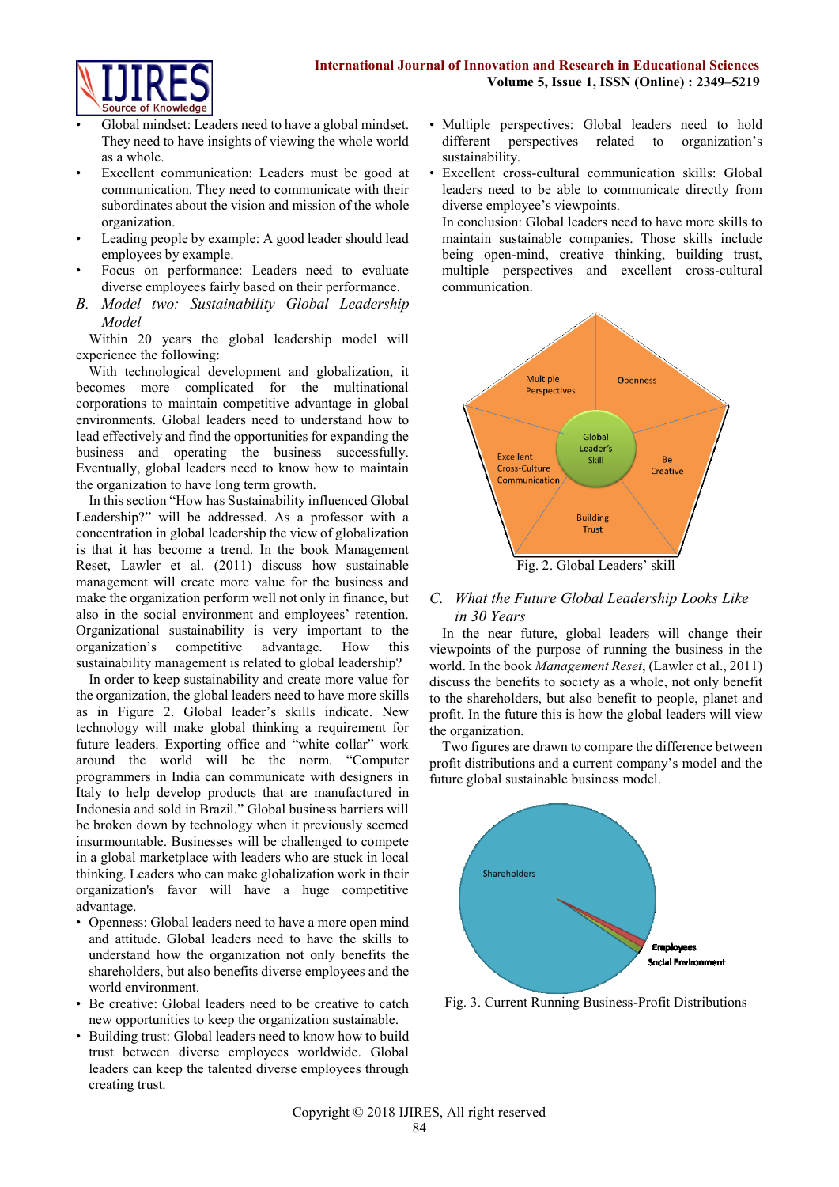- Global mindset: Leaders need to have a global mindset. They need to have insights of viewing the whole world as a whole.
- Excellent communication: Leaders must be good at communication. They need to communicate with their subordinates about the vision and mission of the whole organization.
- Leading people by example: A good leader should lead employees by example.
- Focus on performance: Leaders need to evaluate diverse employees fairly based on their performance.

### *B. Model two: Sustainability Global Leadership Model*

Within 20 years the global leadership model will experience the following:

With technological development and globalization, it becomes more complicated for the multinational corporations to maintain competitive advantage in global environments. Global leaders need to understand how to lead effectively and find the opportunities for expanding the business and operating the business successfully. Eventually, global leaders need to know how to maintain the organization to have long term growth.

In this section "How has Sustainability influenced Global Leadership?" will be addressed. As a professor with a concentration in global leadership the view of globalization is that it has become a trend. In the book Management Reset, Lawler et al. (2011) discuss how sustainable management will create more value for the business and make the organization perform well not only in finance, but also in the social environment and employees' retention. Organizational sustainability is very important to the organization's competitive advantage. How this sustainability management is related to global leadership?

In order to keep sustainability and create more value for the organization, the global leaders need to have more skills as in Figure 2. Global leader's skills indicate. New technology will make global thinking a requirement for future leaders. Exporting office and "white collar" work around the world will be the norm. "Computer programmers in India can communicate with designers in Italy to help develop products that are manufactured in Indonesia and sold in Brazil." Global business barriers will be broken down by technology when it previously seemed insurmountable. Businesses will be challenged to compete in a global marketplace with leaders who are stuck in local thinking. Leaders who can make globalization work in their organization's favor will have a huge competitive advantage.

- Openness: Global leaders need to have a more open mind and attitude. Global leaders need to have the skills to understand how the organization not only benefits the shareholders, but also benefits diverse employees and the world environment.
- Be creative: Global leaders need to be creative to catch new opportunities to keep the organization sustainable.
- Building trust: Global leaders need to know how to build trust between diverse employees worldwide. Global leaders can keep the talented diverse employees through creating trust.
- Multiple perspectives: Global leaders need to hold different perspectives related to organization's sustainability.
- Excellent cross-cultural communication skills: Global leaders need to be able to communicate directly from diverse employee's viewpoints.

In conclusion: Global leaders need to have more skills to maintain sustainable companies. Those skills include being open-mind, creative thinking, building trust, multiple perspectives and excellent cross-cultural communication.

Fig. 2. Global Leaders' skill

### *C. What the Future Global Leadership Looks Like in 30 Years*

In the near future, global leaders will change their viewpoints of the purpose of running the business in the world. In the book *Management Reset*, (Lawler et al., 2011) discuss the benefits to society as a whole, not only benefit to the shareholders, but also benefit to people, planet and profit. In the future this is how the global leaders will view the organization.

Two figures are drawn to compare the difference between profit distributions and a current company's model and the future global sustainable business model.

Fig. 3. Current Running Business-Profit Distributions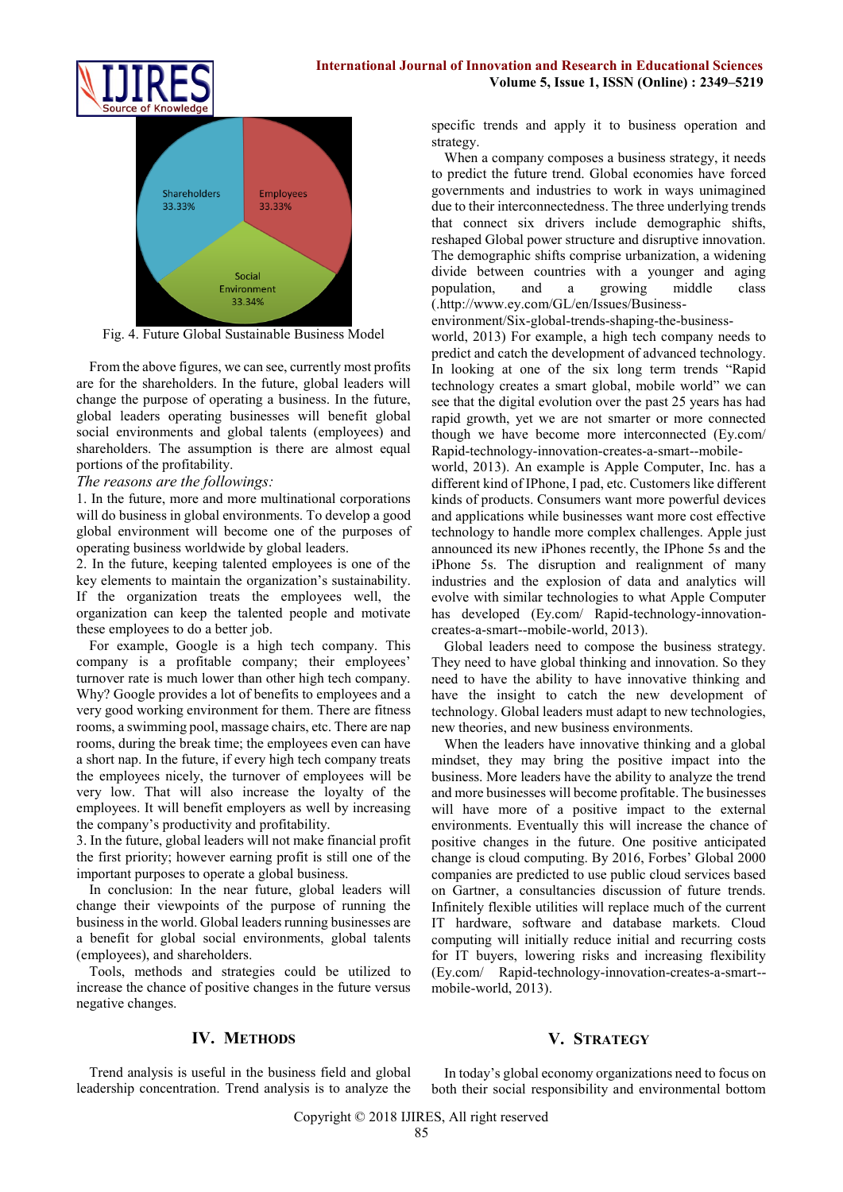Fig. 4. Future Global Sustainable Business Model

From the above figures, we can see, currently most profits are for the shareholders. In the future, global leaders will change the purpose of operating a business. In the future, global leaders operating businesses will benefit global social environments and global talents (employees) and shareholders. The assumption is there are almost equal portions of the profitability.

*The reasons are the followings:*

1. In the future, more and more multinational corporations will do business in global environments. To develop a good global environment will become one of the purposes of operating business worldwide by global leaders.

2. In the future, keeping talented employees is one of the key elements to maintain the organization's sustainability. If the organization treats the employees well, the organization can keep the talented people and motivate these employees to do a better job.

For example, Google is a high tech company. This company is a profitable company; their employees' turnover rate is much lower than other high tech company. Why? Google provides a lot of benefits to employees and a very good working environment for them. There are fitness rooms, a swimming pool, massage chairs, etc. There are nap rooms, during the break time; the employees even can have a short nap. In the future, if every high tech company treats the employees nicely, the turnover of employees will be very low. That will also increase the loyalty of the employees. It will benefit employers as well by increasing the company's productivity and profitability.

3. In the future, global leaders will not make financial profit the first priority; however earning profit is still one of the important purposes to operate a global business.

In conclusion: In the near future, global leaders will change their viewpoints of the purpose of running the business in the world. Global leaders running businesses are a benefit for global social environments, global talents (employees), and shareholders.

Tools, methods and strategies could be utilized to increase the chance of positive changes in the future versus negative changes.

## IV. Methods

Trend analysis is useful in the business field and global leadership concentration. Trend analysis is to analyze the specific trends and apply it to business operation and strategy.

When a company composes a business strategy, it needs to predict the future trend. Global economies have forced governments and industries to work in ways unimagined due to their interconnectedness. The three underlying trends that connect six drivers include demographic shifts, reshaped Global power structure and disruptive innovation. The demographic shifts comprise urbanization, a widening divide between countries with a younger and aging population, and a growing middle class (.http://www.ey.com/GL/en/Issues/Business-environment/Six-global-trends-shaping-the-business-world, 2013) For example, a high tech company needs to predict and catch the development of advanced technology. In looking at one of the six long term trends "Rapid technology creates a smart global, mobile world" we can see that the digital evolution over the past 25 years has had rapid growth, yet we are not smarter or more connected though we have become more interconnected (Ey.com/ Rapid-technology-innovation-creates-a-smart--mobile-world, 2013). An example is Apple Computer, Inc. has a different kind of IPhone, I pad, etc. Customers like different kinds of products. Consumers want more powerful devices and applications while businesses want more cost effective technology to handle more complex challenges. Apple just announced its new iPhones recently, the IPhone 5s and the iPhone 5s. The disruption and realignment of many industries and the explosion of data and analytics will evolve with similar technologies to what Apple Computer has developed (Ey.com/ Rapid-technology-innovation-creates-a-smart--mobile-world, 2013).

Global leaders need to compose the business strategy. They need to have global thinking and innovation. So they need to have the ability to have innovative thinking and have the insight to catch the new development of technology. Global leaders must adapt to new technologies, new theories, and new business environments.

When the leaders have innovative thinking and a global mindset, they may bring the positive impact into the business. More leaders have the ability to analyze the trend and more businesses will become profitable. The businesses will have more of a positive impact to the external environments. Eventually this will increase the chance of positive changes in the future. One positive anticipated change is cloud computing. By 2016, Forbes' Global 2000 companies are predicted to use public cloud services based on Gartner, a consultancies discussion of future trends. Infinitely flexible utilities will replace much of the current IT hardware, software and database markets. Cloud computing will initially reduce initial and recurring costs for IT buyers, lowering risks and increasing flexibility (Ey.com/ Rapid-technology-innovation-creates-a-smart--mobile-world, 2013).

## V. Strategy

In today's global economy organizations need to focus on both their social responsibility and environmental bottom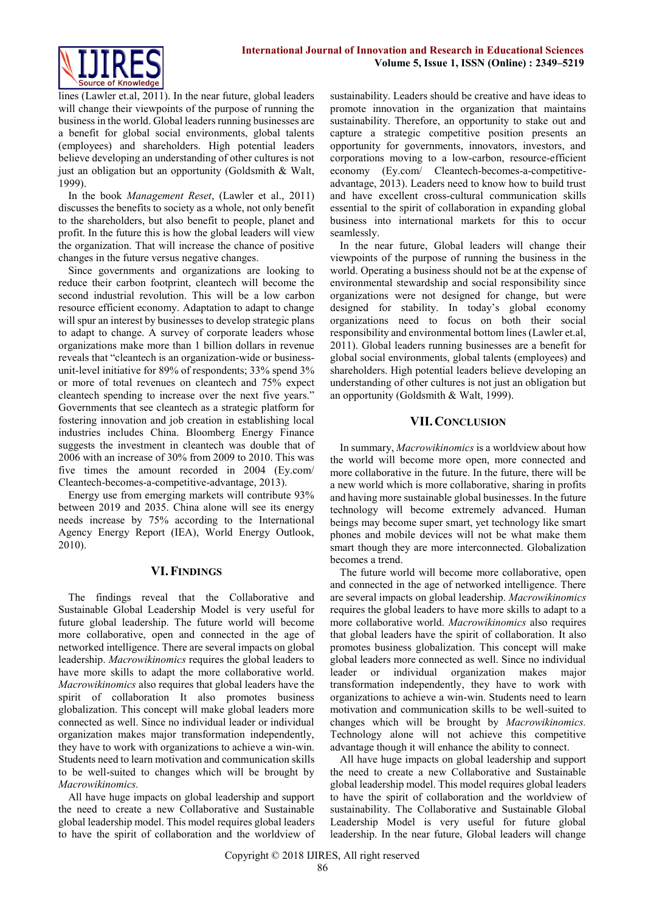lines (Lawler et.al, 2011). In the near future, global leaders will change their viewpoints of the purpose of running the business in the world. Global leaders running businesses are a benefit for global social environments, global talents (employees) and shareholders. High potential leaders believe developing an understanding of other cultures is not just an obligation but an opportunity (Goldsmith & Walt, 1999).

In the book *Management Reset*, (Lawler et al., 2011) discusses the benefits to society as a whole, not only benefit to the shareholders, but also benefit to people, planet and profit. In the future this is how the global leaders will view the organization. That will increase the chance of positive changes in the future versus negative changes.

Since governments and organizations are looking to reduce their carbon footprint, cleantech will become the second industrial revolution. This will be a low carbon resource efficient economy. Adaptation to adapt to change will spur an interest by businesses to develop strategic plans to adapt to change. A survey of corporate leaders whose organizations make more than 1 billion dollars in revenue reveals that "cleantech is an organization-wide or business-unit-level initiative for 89% of respondents; 33% spend 3% or more of total revenues on cleantech and 75% expect cleantech spending to increase over the next five years." Governments that see cleantech as a strategic platform for fostering innovation and job creation in establishing local industries includes China. Bloomberg Energy Finance suggests the investment in cleantech was double that of 2006 with an increase of 30% from 2009 to 2010. This was five times the amount recorded in 2004 (Ey.com/ Cleantech-becomes-a-competitive-advantage, 2013).

Energy use from emerging markets will contribute 93% between 2019 and 2035. China alone will see its energy needs increase by 75% according to the International Agency Energy Report (IEA), World Energy Outlook, 2010).

## VI. Findings

The findings reveal that the Collaborative and Sustainable Global Leadership Model is very useful for future global leadership. The future world will become more collaborative, open and connected in the age of networked intelligence. There are several impacts on global leadership. *Macrowikinomics* requires the global leaders to have more skills to adapt the more collaborative world. *Macrowikinomics* also requires that global leaders have the spirit of collaboration It also promotes business globalization. This concept will make global leaders more connected as well. Since no individual leader or individual organization makes major transformation independently, they have to work with organizations to achieve a win-win. Students need to learn motivation and communication skills to be well-suited to changes which will be brought by *Macrowikinomics.*

All have huge impacts on global leadership and support the need to create a new Collaborative and Sustainable global leadership model. This model requires global leaders to have the spirit of collaboration and the worldview of sustainability. Leaders should be creative and have ideas to promote innovation in the organization that maintains sustainability. Therefore, an opportunity to stake out and capture a strategic competitive position presents an opportunity for governments, innovators, investors, and corporations moving to a low-carbon, resource-efficient economy (Ey.com/ Cleantech-becomes-a-competitive-advantage, 2013). Leaders need to know how to build trust and have excellent cross-cultural communication skills essential to the spirit of collaboration in expanding global business into international markets for this to occur seamlessly.

In the near future, Global leaders will change their viewpoints of the purpose of running the business in the world. Operating a business should not be at the expense of environmental stewardship and social responsibility since organizations were not designed for change, but were designed for stability. In today's global economy organizations need to focus on both their social responsibility and environmental bottom lines (Lawler et.al, 2011). Global leaders running businesses are a benefit for global social environments, global talents (employees) and shareholders. High potential leaders believe developing an understanding of other cultures is not just an obligation but an opportunity (Goldsmith & Walt, 1999).

## VII. Conclusion

In summary, *Macrowikinomics* is a worldview about how the world will become more open, more connected and more collaborative in the future. In the future, there will be a new world which is more collaborative, sharing in profits and having more sustainable global businesses. In the future technology will become extremely advanced. Human beings may become super smart, yet technology like smart phones and mobile devices will not be what make them smart though they are more interconnected. Globalization becomes a trend.

The future world will become more collaborative, open and connected in the age of networked intelligence. There are several impacts on global leadership. *Macrowikinomics* requires the global leaders to have more skills to adapt to a more collaborative world. *Macrowikinomics* also requires that global leaders have the spirit of collaboration. It also promotes business globalization. This concept will make global leaders more connected as well. Since no individual leader or individual organization makes major transformation independently, they have to work with organizations to achieve a win-win. Students need to learn motivation and communication skills to be well-suited to changes which will be brought by *Macrowikinomics.* Technology alone will not achieve this competitive advantage though it will enhance the ability to connect.

All have huge impacts on global leadership and support the need to create a new Collaborative and Sustainable global leadership model. This model requires global leaders to have the spirit of collaboration and the worldview of sustainability. The Collaborative and Sustainable Global Leadership Model is very useful for future global leadership. In the near future, Global leaders will change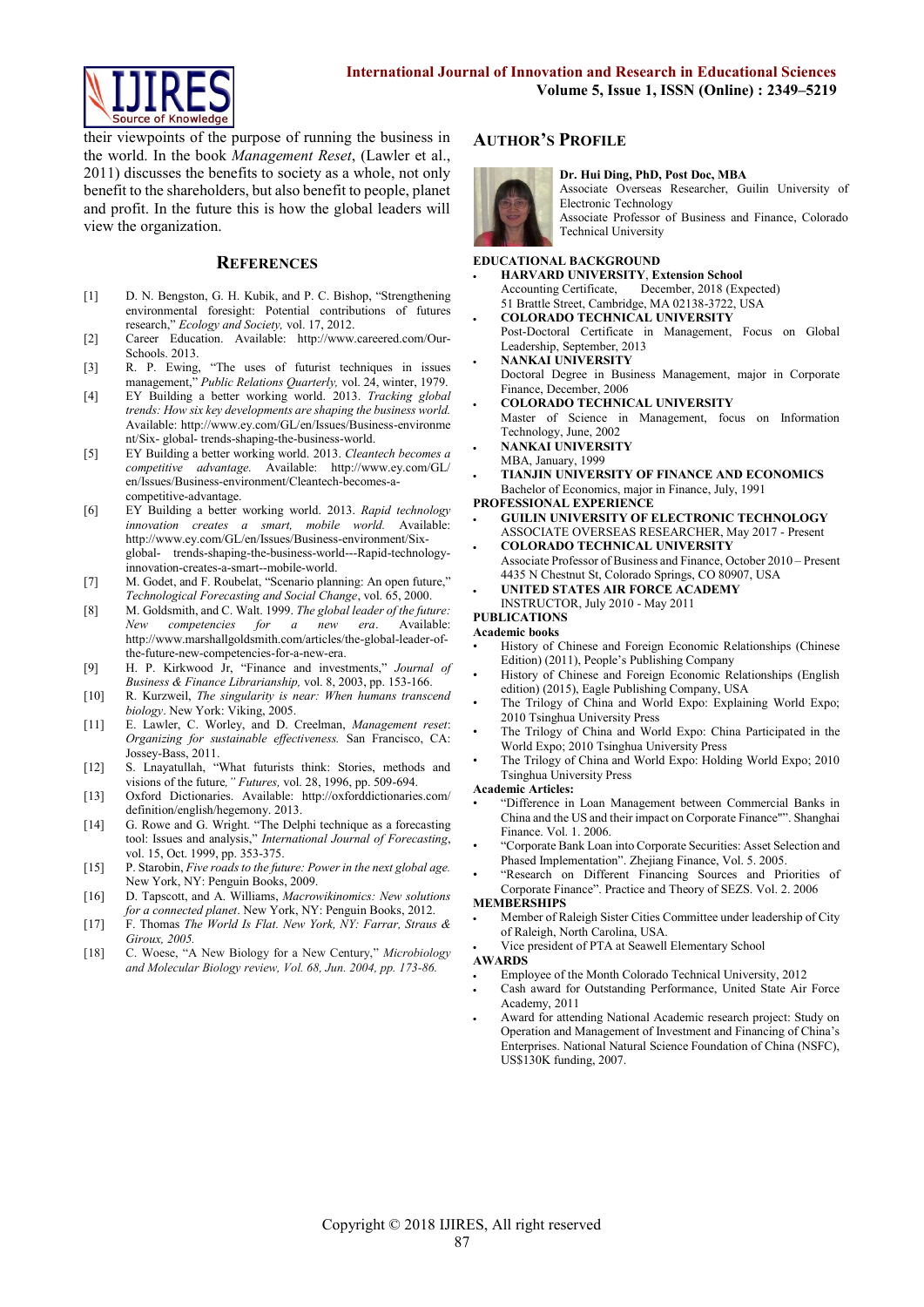their viewpoints of the purpose of running the business in the world. In the book *Management Reset*, (Lawler et al., 2011) discusses the benefits to society as a whole, not only benefit to the shareholders, but also benefit to people, planet and profit. In the future this is how the global leaders will view the organization.

## References

[1] D. N. Bengston, G. H. Kubik, and P. C. Bishop, "Strengthening environmental foresight: Potential contributions of futures research," *Ecology and Society,* vol. 17, 2012.

[2] Career Education. Available: http://www.careered.com/Our-Schools. 2013.

[3] R. P. Ewing, "The uses of futurist techniques in issues management," *Public Relations Quarterly,* vol. 24, winter, 1979.

[4] EY Building a better working world. 2013. *Tracking global trends: How six key developments are shaping the business world.* Available: http://www.ey.com/GL/en/Issues/Business-environment/Six- global- trends-shaping-the-business-world.

[5] EY Building a better working world. 2013. *Cleantech becomes a competitive advantage.* Available: http://www.ey.com/GL/en/Issues/Business-environment/Cleantech-becomes-a-competitive-advantage.

[6] EY Building a better working world. 2013. *Rapid technology innovation creates a smart, mobile world.* Available: http://www.ey.com/GL/en/Issues/Business-environment/Six-global- trends-shaping-the-business-world---Rapid-technology-innovation-creates-a-smart--mobile-world.

[7] M. Godet, and F. Roubelat, "Scenario planning: An open future," *Technological Forecasting and Social Change*, vol. 65, 2000.

[8] M. Goldsmith, and C. Walt. 1999. *The global leader of the future: New competencies for a new era*. Available: http://www.marshallgoldsmith.com/articles/the-global-leader-of-the-future-new-competencies-for-a-new-era.

[9] H. P. Kirkwood Jr, "Finance and investments," *Journal of Business & Finance Librarianship,* vol. 8, 2003, pp. 153-166.

[10] R. Kurzweil, *The singularity is near: When humans transcend biology*. New York: Viking, 2005.

[11] E. Lawler, C. Worley, and D. Creelman, *Management reset*: *Organizing for sustainable effectiveness.* San Francisco, CA: Jossey-Bass, 2011.

[12] S. Lnayatullah, "What futurists think: Stories, methods and visions of the future,*" Futures,* vol. 28, 1996, pp. 509-694.

[13] Oxford Dictionaries. Available: http://oxforddictionaries.com/definition/english/hegemony. 2013.

[14] G. Rowe and G. Wright. "The Delphi technique as a forecasting tool: Issues and analysis," *International Journal of Forecasting*, vol. 15, Oct. 1999, pp. 353-375.

[15] P. Starobin, *Five roads to the future: Power in the next global age.* New York, NY: Penguin Books, 2009.

[16] D. Tapscott, and A. Williams, *Macrowikinomics: New solutions for a connected planet*. New York, NY: Penguin Books, 2012.

[17] F. Thomas *The World Is Flat. New York, NY: Farrar, Straus & Giroux, 2005.*

[18] C. Woese, "A New Biology for a New Century," *Microbiology and Molecular Biology review, Vol. 68, Jun. 2004, pp. 173-86.*

## Author's Profile

**Dr. Hui Ding, PhD, Post Doc, MBA**
Associate Overseas Researcher, Guilin University of Electronic Technology
Associate Professor of Business and Finance, Colorado Technical University

**EDUCATIONAL BACKGROUND**

- **HARVARD UNIVERSITY**, **Extension School**
  Accounting Certificate, December, 2018 (Expected)
  51 Brattle Street, Cambridge, MA 02138-3722, USA
- **COLORADO TECHNICAL UNIVERSITY**
  Post-Doctoral Certificate in Management, Focus on Global Leadership, September, 2013
- **NANKAI UNIVERSITY**
  Doctoral Degree in Business Management, major in Corporate Finance, December, 2006
- **COLORADO TECHNICAL UNIVERSITY**
  Master of Science in Management, focus on Information Technology, June, 2002
- **NANKAI UNIVERSITY**
  MBA, January, 1999
- **TIANJIN UNIVERSITY OF FINANCE AND ECONOMICS**
  Bachelor of Economics, major in Finance, July, 1991

**PROFESSIONAL EXPERIENCE**

- **GUILIN UNIVERSITY OF ELECTRONIC TECHNOLOGY**
  ASSOCIATE OVERSEAS RESEARCHER, May 2017 - Present
- **COLORADO TECHNICAL UNIVERSITY**
  Associate Professor of Business and Finance, October 2010 – Present
  4435 N Chestnut St, Colorado Springs, CO 80907, USA
- **UNITED STATES AIR FORCE ACADEMY**
  INSTRUCTOR, July 2010 - May 2011

**PUBLICATIONS**

**Academic books**

- History of Chinese and Foreign Economic Relationships (Chinese Edition) (2011), People's Publishing Company
- History of Chinese and Foreign Economic Relationships (English edition) (2015), Eagle Publishing Company, USA
- The Trilogy of China and World Expo: Explaining World Expo; 2010 Tsinghua University Press
- The Trilogy of China and World Expo: China Participated in the World Expo; 2010 Tsinghua University Press
- The Trilogy of China and World Expo: Holding World Expo; 2010 Tsinghua University Press

**Academic Articles:**

- "Difference in Loan Management between Commercial Banks in China and the US and their impact on Corporate Finance"". Shanghai Finance. Vol. 1. 2006.
- "Corporate Bank Loan into Corporate Securities: Asset Selection and Phased Implementation". Zhejiang Finance, Vol. 5. 2005.
- "Research on Different Financing Sources and Priorities of Corporate Finance". Practice and Theory of SEZS. Vol. 2. 2006

**MEMBERSHIPS**

- Member of Raleigh Sister Cities Committee under leadership of City of Raleigh, North Carolina, USA.
- Vice president of PTA at Seawell Elementary School

**AWARDS**

- Employee of the Month Colorado Technical University, 2012
- Cash award for Outstanding Performance, United State Air Force Academy, 2011
- Award for attending National Academic research project: Study on Operation and Management of Investment and Financing of China's Enterprises. National Natural Science Foundation of China (NSFC), US$130K funding, 2007.